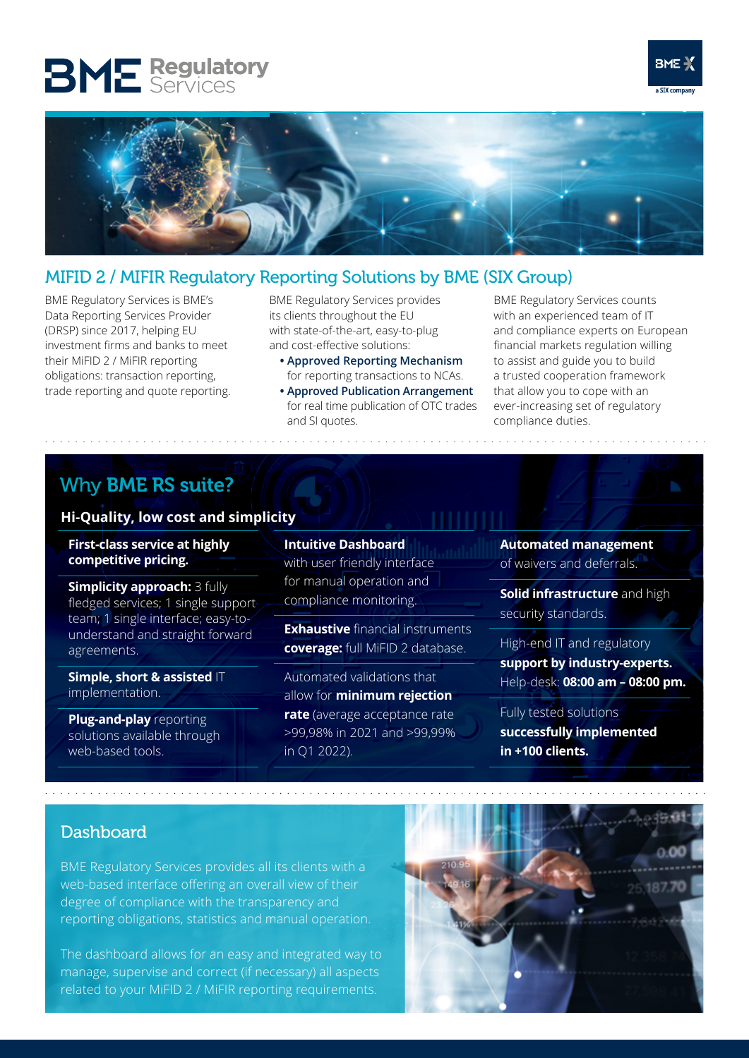# BME Regulatory Services

## MIFID 2 / MIFIR Regulatory Reporting Solutions by BME (SIX Group)

BME Regulatory Services is BME's Data Reporting Services Provider (DRSP) since 2017, helping EU investment firms and banks to meet their MiFID 2 / MiFIR reporting obligations: transaction reporting, trade reporting and quote reporting.

BME Regulatory Services provides its clients throughout the EU with state-of-the-art, easy-to-plug and cost-effective solutions:

- **Approved Reporting Mechanism** for reporting transactions to NCAs.
- **Approved Publication Arrangement** for real time publication of OTC trades and SI quotes.

BME Regulatory Services counts with an experienced team of IT and compliance experts on European financial markets regulation willing to assist and guide you to build a trusted cooperation framework that allow you to cope with an ever-increasing set of regulatory compliance duties.

## Why BME RS suite?

### Hi-Quality, low cost and simplicity

**First-class service at highly competitive pricing.**

**Simplicity approach:** 3 fully fledged services; 1 single support team; 1 single interface; easy-to-understand and straight forward agreements.

**Simple, short & assisted** IT implementation.

**Plug-and-play** reporting solutions available through web-based tools.

**Intuitive Dashboard** with user friendly interface for manual operation and compliance monitoring.

**Exhaustive** financial instruments **coverage:** full MiFID 2 database.

Automated validations that allow for **minimum rejection rate** (average acceptance rate >99,98% in 2021 and >99,99% in Q1 2022).

**Automated management** of waivers and deferrals.

**Solid infrastructure** and high security standards.

High-end IT and regulatory **support by industry-experts.** Help-desk: **08:00 am – 08:00 pm.**

Fully tested solutions **successfully implemented in +100 clients.**

## Dashboard

BME Regulatory Services provides all its clients with a web-based interface offering an overall view of their degree of compliance with the transparency and reporting obligations, statistics and manual operation.

The dashboard allows for an easy and integrated way to manage, supervise and correct (if necessary) all aspects related to your MiFID 2 / MiFIR reporting requirements.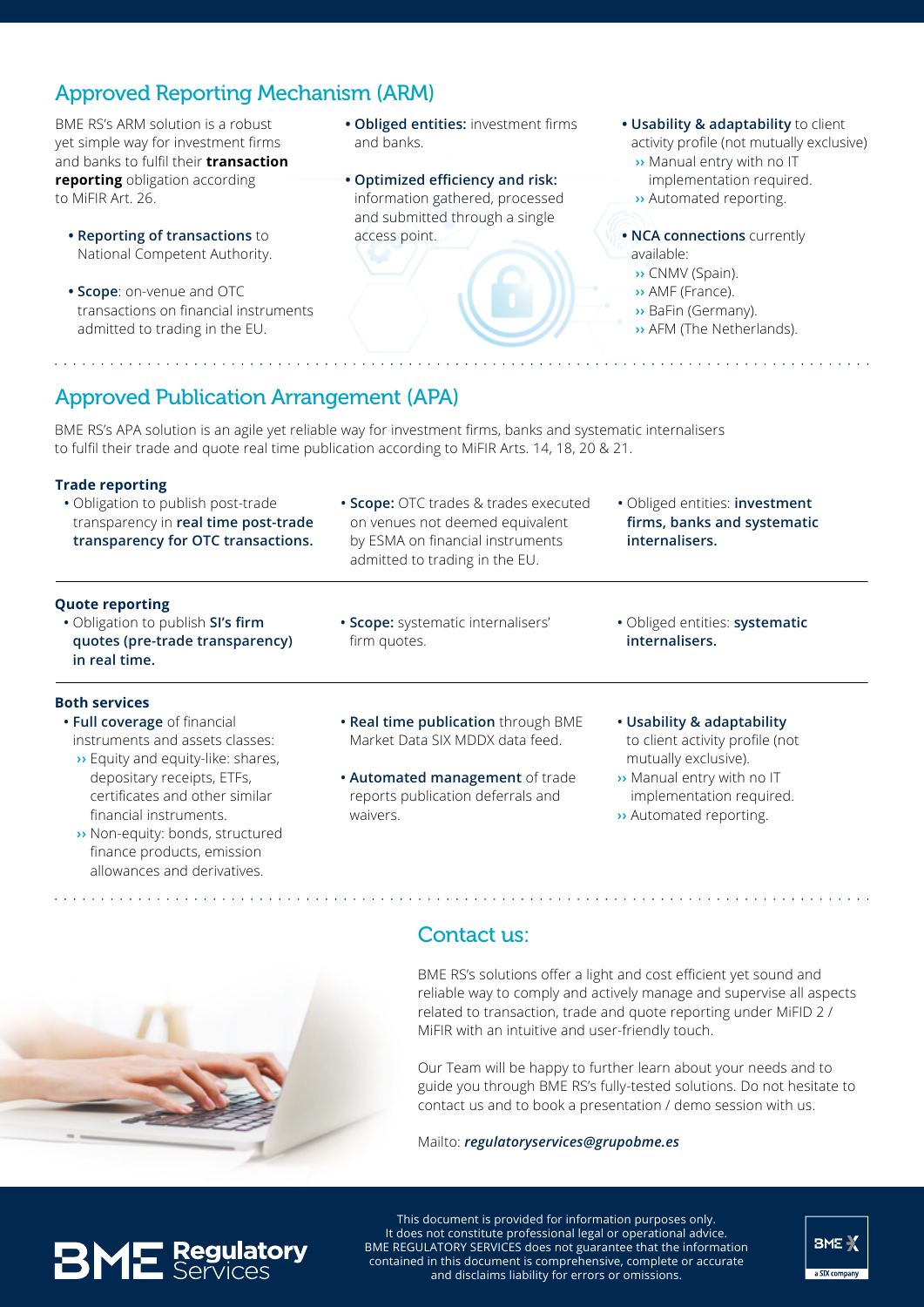## Approved Reporting Mechanism (ARM)

BME RS's ARM solution is a robust yet simple way for investment firms and banks to fulfil their **transaction reporting** obligation according to MiFIR Art. 26.

- **Reporting of transactions** to National Competent Authority.
- **Scope**: on-venue and OTC transactions on financial instruments admitted to trading in the EU.
- **Obliged entities:** investment firms and banks.
- **Optimized efficiency and risk:** information gathered, processed and submitted through a single access point.
- **Usability & adaptability** to client activity profile (not mutually exclusive)
  - Manual entry with no IT implementation required.
  - Automated reporting.
- **NCA connections** currently available:
  - CNMV (Spain).
  - AMF (France).
  - BaFin (Germany).
  - AFM (The Netherlands).

## Approved Publication Arrangement (APA)

BME RS's APA solution is an agile yet reliable way for investment firms, banks and systematic internalisers to fulfil their trade and quote real time publication according to MiFIR Arts. 14, 18, 20 & 21.

### Trade reporting

- Obligation to publish post-trade transparency in **real time post-trade transparency for OTC transactions.**
- **Scope:** OTC trades & trades executed on venues not deemed equivalent by ESMA on financial instruments admitted to trading in the EU.
- Obliged entities: **investment firms, banks and systematic internalisers.**

### Quote reporting

- Obligation to publish **SI's firm quotes (pre-trade transparency) in real time.**
- **Scope:** systematic internalisers' firm quotes.
- Obliged entities: **systematic internalisers.**

### Both services

- **Full coverage** of financial instruments and assets classes:
  - Equity and equity-like: shares, depositary receipts, ETFs, certificates and other similar financial instruments.
  - Non-equity: bonds, structured finance products, emission allowances and derivatives.
- **Real time publication** through BME Market Data SIX MDDX data feed.
- **Automated management** of trade reports publication deferrals and waivers.
- **Usability & adaptability** to client activity profile (not mutually exclusive).
  - Manual entry with no IT implementation required.
  - Automated reporting.

## Contact us:

BME RS's solutions offer a light and cost efficient yet sound and reliable way to comply and actively manage and supervise all aspects related to transaction, trade and quote reporting under MiFID 2 / MiFIR with an intuitive and user-friendly touch.

Our Team will be happy to further learn about your needs and to guide you through BME RS's fully-tested solutions. Do not hesitate to contact us and to book a presentation / demo session with us.

Mailto: ***regulatoryservices@grupobme.es***

This document is provided for information purposes only. It does not constitute professional legal or operational advice. BME REGULATORY SERVICES does not guarantee that the information contained in this document is comprehensive, complete or accurate and disclaims liability for errors or omissions.

BME Regulatory Services

BME X a SIX company